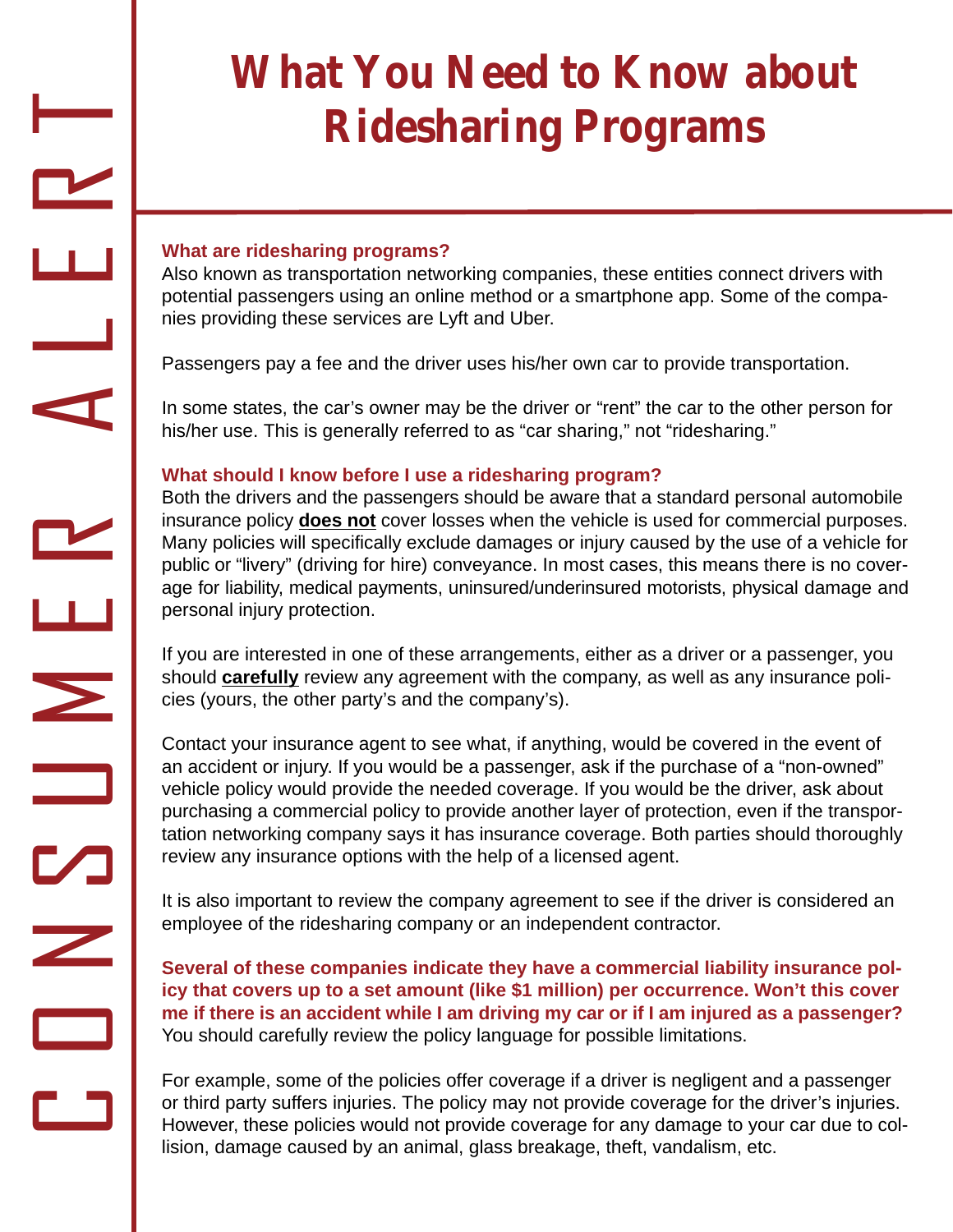CONSUMER ALERT

# What You Need to Know about Ridesharing Programs

### What are ridesharing programs?

Also known as transportation networking companies, these entities connect drivers with potential passengers using an online method or a smartphone app. Some of the companies providing these services are Lyft and Uber.

Passengers pay a fee and the driver uses his/her own car to provide transportation.

In some states, the car's owner may be the driver or "rent" the car to the other person for his/her use. This is generally referred to as "car sharing," not "ridesharing."

### What should I know before I use a ridesharing program?

Both the drivers and the passengers should be aware that a standard personal automobile insurance policy **does not** cover losses when the vehicle is used for commercial purposes. Many policies will specifically exclude damages or injury caused by the use of a vehicle for public or "livery" (driving for hire) conveyance. In most cases, this means there is no coverage for liability, medical payments, uninsured/underinsured motorists, physical damage and personal injury protection.

If you are interested in one of these arrangements, either as a driver or a passenger, you should **carefully** review any agreement with the company, as well as any insurance policies (yours, the other party's and the company's).

Contact your insurance agent to see what, if anything, would be covered in the event of an accident or injury. If you would be a passenger, ask if the purchase of a "non-owned" vehicle policy would provide the needed coverage. If you would be the driver, ask about purchasing a commercial policy to provide another layer of protection, even if the transportation networking company says it has insurance coverage. Both parties should thoroughly review any insurance options with the help of a licensed agent.

It is also important to review the company agreement to see if the driver is considered an employee of the ridesharing company or an independent contractor.

**Several of these companies indicate they have a commercial liability insurance policy that covers up to a set amount (like $1 million) per occurrence. Won't this cover me if there is an accident while I am driving my car or if I am injured as a passenger?** You should carefully review the policy language for possible limitations.

For example, some of the policies offer coverage if a driver is negligent and a passenger or third party suffers injuries. The policy may not provide coverage for the driver's injuries. However, these policies would not provide coverage for any damage to your car due to collision, damage caused by an animal, glass breakage, theft, vandalism, etc.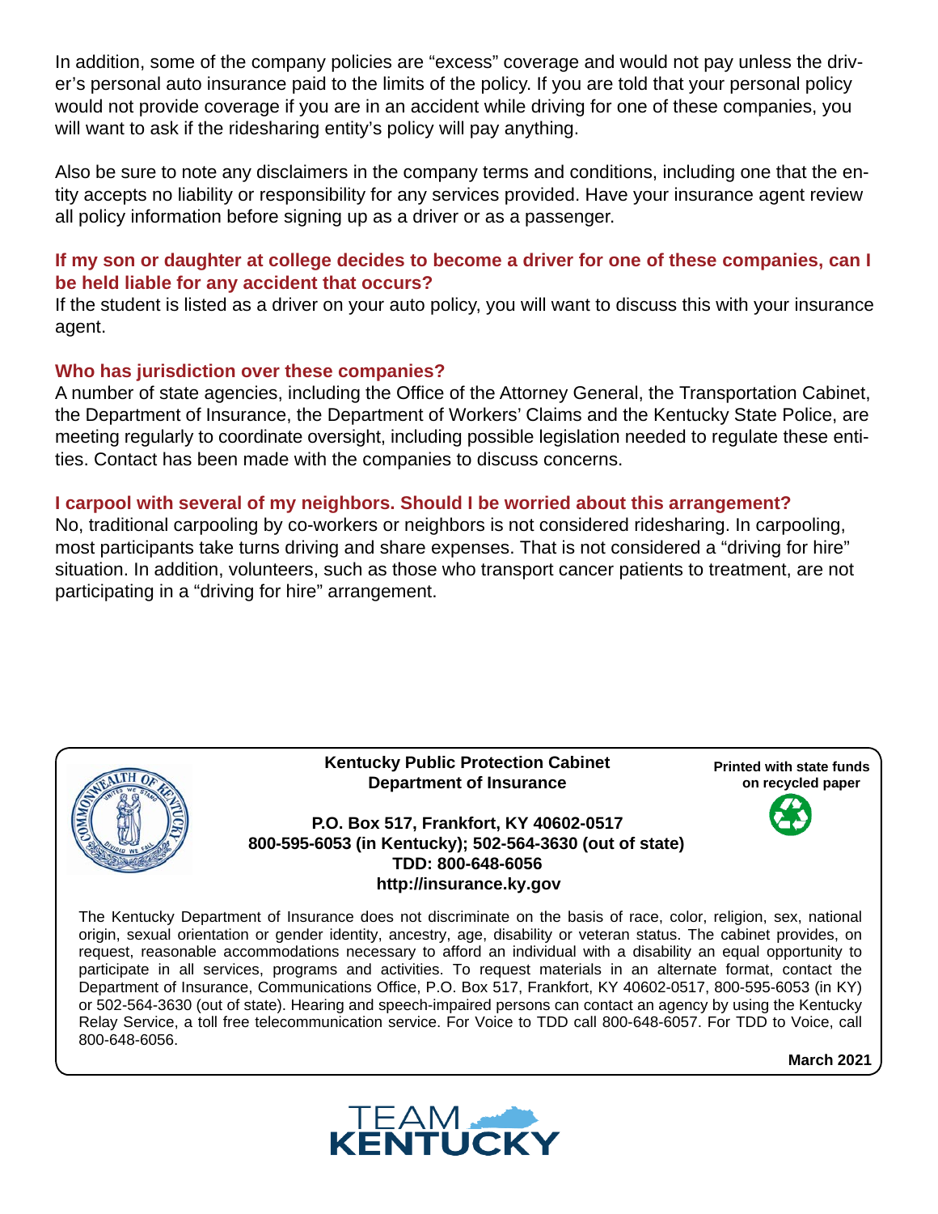In addition, some of the company policies are "excess" coverage and would not pay unless the driver's personal auto insurance paid to the limits of the policy. If you are told that your personal policy would not provide coverage if you are in an accident while driving for one of these companies, you will want to ask if the ridesharing entity's policy will pay anything.

Also be sure to note any disclaimers in the company terms and conditions, including one that the entity accepts no liability or responsibility for any services provided. Have your insurance agent review all policy information before signing up as a driver or as a passenger.

### If my son or daughter at college decides to become a driver for one of these companies, can I be held liable for any accident that occurs?

If the student is listed as a driver on your auto policy, you will want to discuss this with your insurance agent.

### Who has jurisdiction over these companies?

A number of state agencies, including the Office of the Attorney General, the Transportation Cabinet, the Department of Insurance, the Department of Workers' Claims and the Kentucky State Police, are meeting regularly to coordinate oversight, including possible legislation needed to regulate these entities. Contact has been made with the companies to discuss concerns.

### I carpool with several of my neighbors. Should I be worried about this arrangement?

No, traditional carpooling by co-workers or neighbors is not considered ridesharing. In carpooling, most participants take turns driving and share expenses. That is not considered a "driving for hire" situation. In addition, volunteers, such as those who transport cancer patients to treatment, are not participating in a "driving for hire" arrangement.

**Kentucky Public Protection Cabinet**
**Department of Insurance**

**Printed with state funds on recycled paper**

**P.O. Box 517, Frankfort, KY 40602-0517**
**800-595-6053 (in Kentucky); 502-564-3630 (out of state)**
**TDD: 800-648-6056**
**http://insurance.ky.gov**

The Kentucky Department of Insurance does not discriminate on the basis of race, color, religion, sex, national origin, sexual orientation or gender identity, ancestry, age, disability or veteran status. The cabinet provides, on request, reasonable accommodations necessary to afford an individual with a disability an equal opportunity to participate in all services, programs and activities. To request materials in an alternate format, contact the Department of Insurance, Communications Office, P.O. Box 517, Frankfort, KY 40602-0517, 800-595-6053 (in KY) or 502-564-3630 (out of state). Hearing and speech-impaired persons can contact an agency by using the Kentucky Relay Service, a toll free telecommunication service. For Voice to TDD call 800-648-6057. For TDD to Voice, call 800-648-6056.

**March 2021**

TEAM KENTUCKY